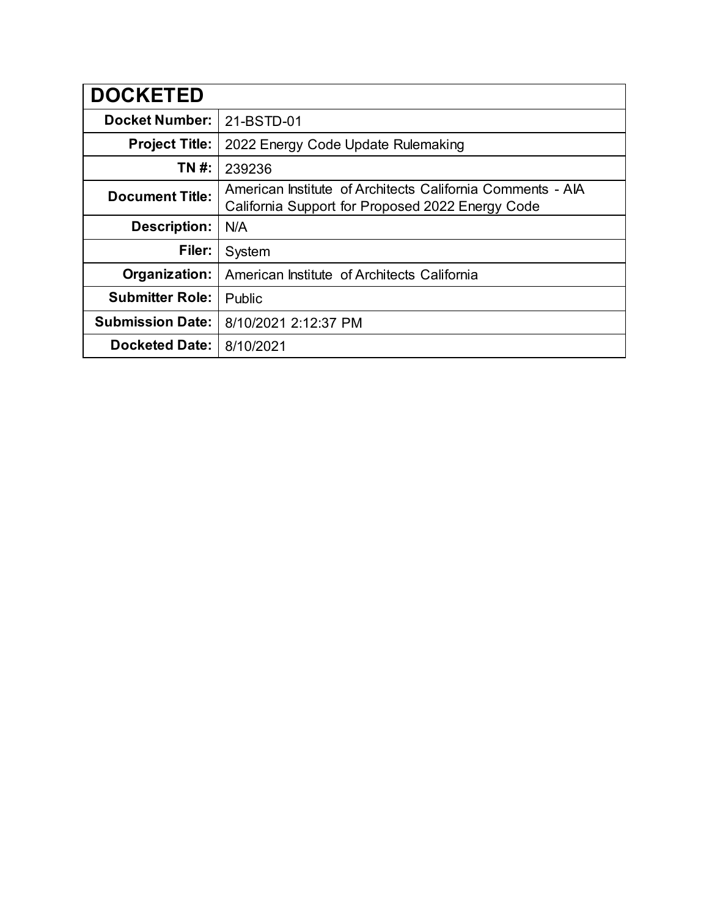| DOCKETED | |
|---|---|
| **Docket Number:** | 21-BSTD-01 |
| **Project Title:** | 2022 Energy Code Update Rulemaking |
| **TN #:** | 239236 |
| **Document Title:** | American Institute of Architects California Comments - AIA California Support for Proposed 2022 Energy Code |
| **Description:** | N/A |
| **Filer:** | System |
| **Organization:** | American Institute of Architects California |
| **Submitter Role:** | Public |
| **Submission Date:** | 8/10/2021 2:12:37 PM |
| **Docketed Date:** | 8/10/2021 |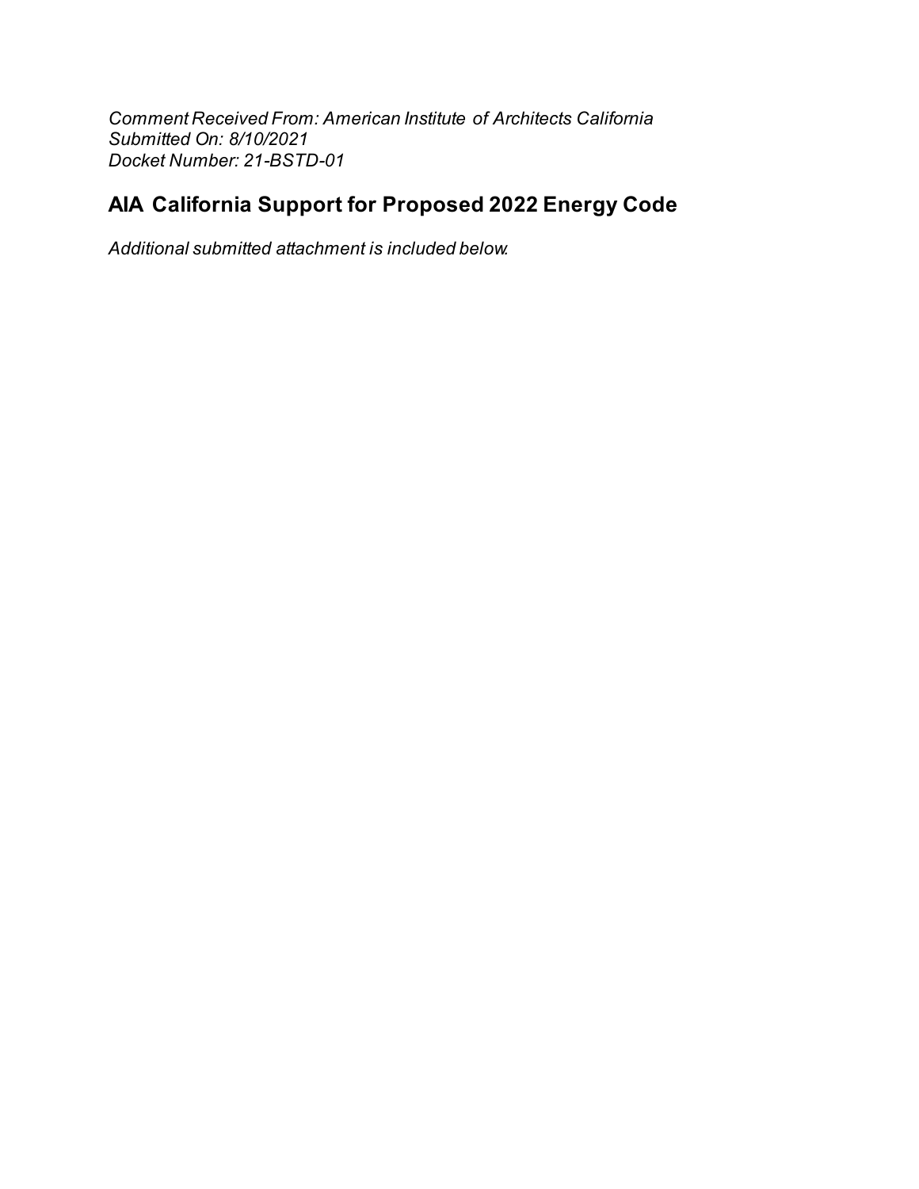*Comment Received From: American Institute of Architects California*
*Submitted On: 8/10/2021*
*Docket Number: 21-BSTD-01*

## AIA California Support for Proposed 2022 Energy Code

*Additional submitted attachment is included below.*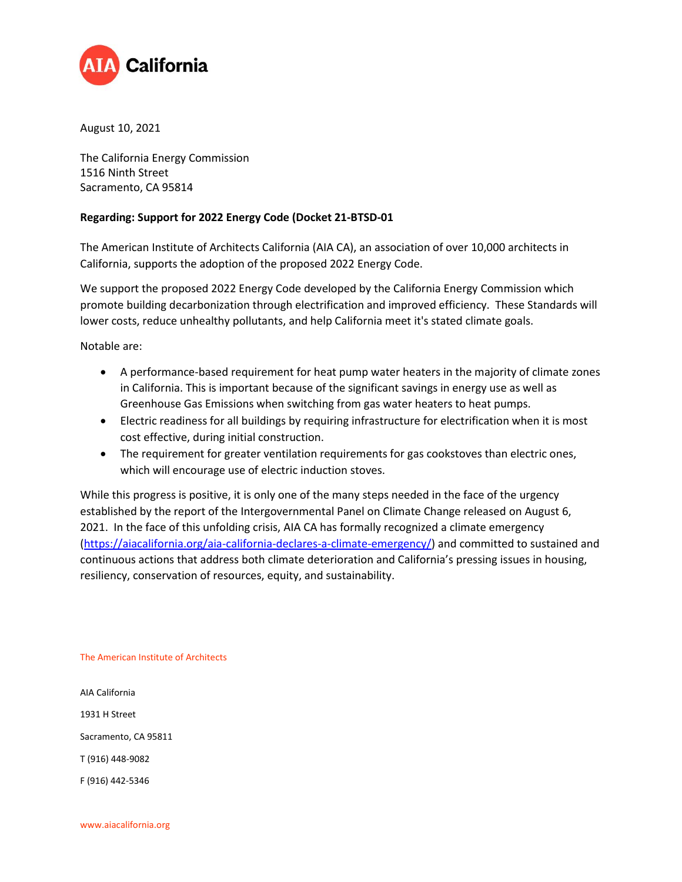AIA California

August 10, 2021

The California Energy Commission
1516 Ninth Street
Sacramento, CA 95814

**Regarding: Support for 2022 Energy Code (Docket 21-BTSD-01**

The American Institute of Architects California (AIA CA), an association of over 10,000 architects in California, supports the adoption of the proposed 2022 Energy Code.

We support the proposed 2022 Energy Code developed by the California Energy Commission which promote building decarbonization through electrification and improved efficiency. These Standards will lower costs, reduce unhealthy pollutants, and help California meet it's stated climate goals.

Notable are:

- A performance-based requirement for heat pump water heaters in the majority of climate zones in California. This is important because of the significant savings in energy use as well as Greenhouse Gas Emissions when switching from gas water heaters to heat pumps.
- Electric readiness for all buildings by requiring infrastructure for electrification when it is most cost effective, during initial construction.
- The requirement for greater ventilation requirements for gas cookstoves than electric ones, which will encourage use of electric induction stoves.

While this progress is positive, it is only one of the many steps needed in the face of the urgency established by the report of the Intergovernmental Panel on Climate Change released on August 6, 2021. In the face of this unfolding crisis, AIA CA has formally recognized a climate emergency (https://aiacalifornia.org/aia-california-declares-a-climate-emergency/) and committed to sustained and continuous actions that address both climate deterioration and California's pressing issues in housing, resiliency, conservation of resources, equity, and sustainability.

The American Institute of Architects

AIA California

1931 H Street

Sacramento, CA 95811

T (916) 448-9082

F (916) 442-5346

www.aiacalifornia.org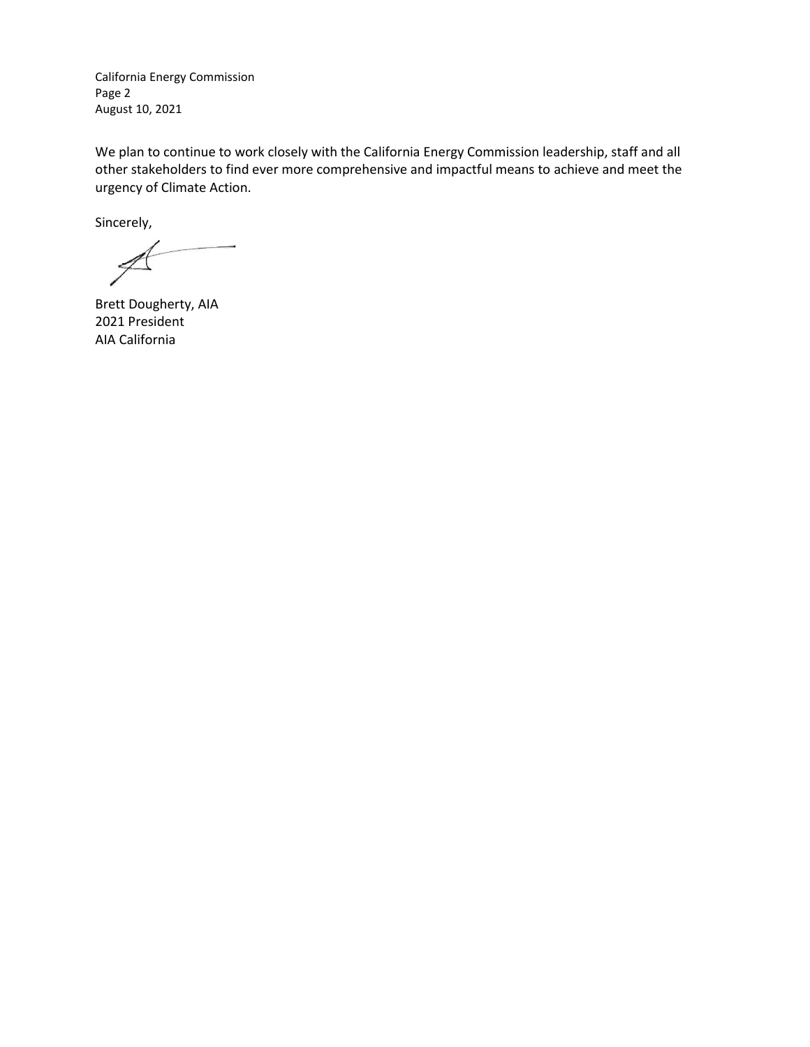We plan to continue to work closely with the California Energy Commission leadership, staff and all other stakeholders to find ever more comprehensive and impactful means to achieve and meet the urgency of Climate Action.

Sincerely,

Brett Dougherty, AIA
2021 President
AIA California